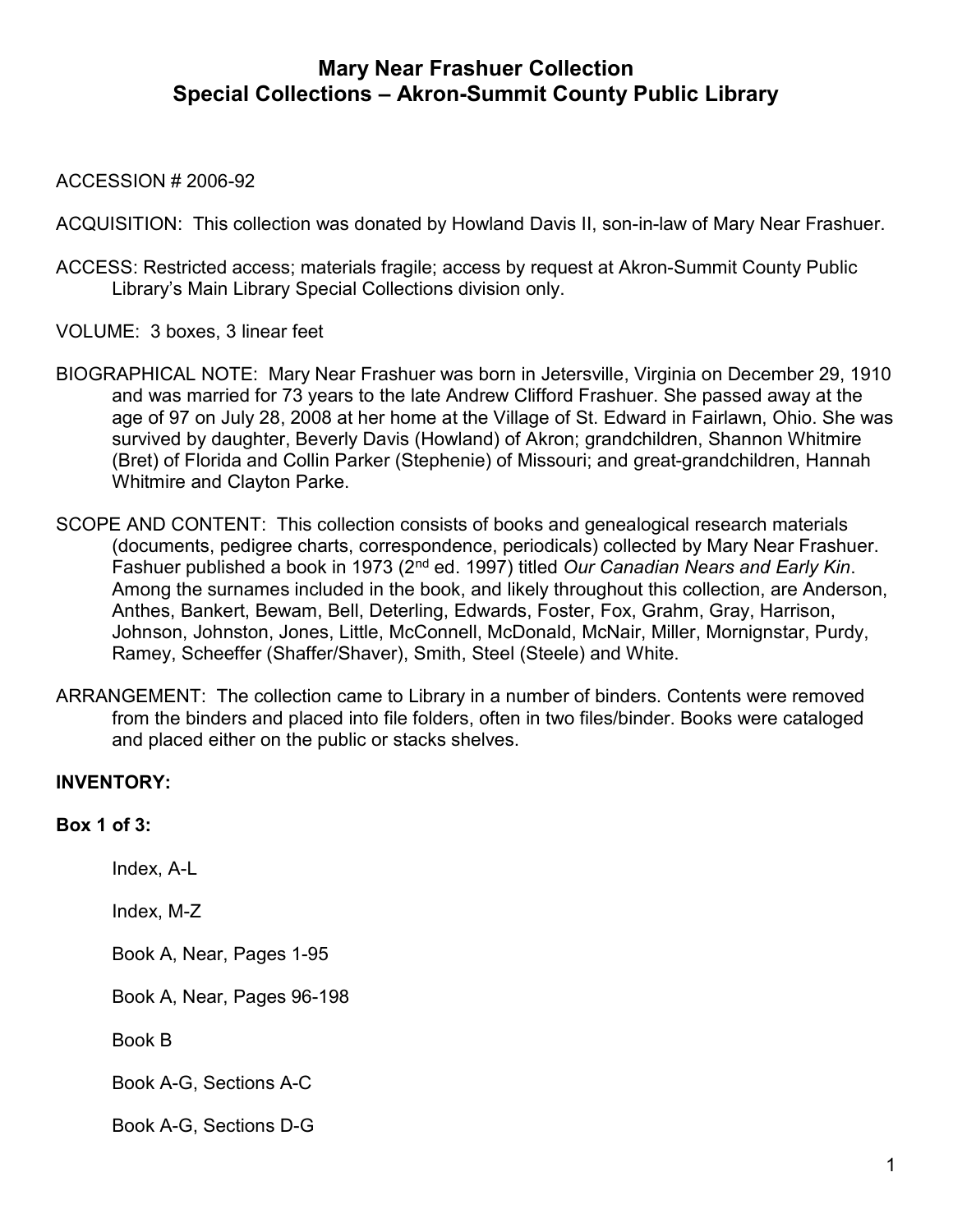# Mary Near Frashuer Collection
## Special Collections – Akron-Summit County Public Library

ACCESSION # 2006-92

ACQUISITION: This collection was donated by Howland Davis II, son-in-law of Mary Near Frashuer.

ACCESS: Restricted access; materials fragile; access by request at Akron-Summit County Public Library's Main Library Special Collections division only.

VOLUME: 3 boxes, 3 linear feet

BIOGRAPHICAL NOTE: Mary Near Frashuer was born in Jetersville, Virginia on December 29, 1910 and was married for 73 years to the late Andrew Clifford Frashuer. She passed away at the age of 97 on July 28, 2008 at her home at the Village of St. Edward in Fairlawn, Ohio. She was survived by daughter, Beverly Davis (Howland) of Akron; grandchildren, Shannon Whitmire (Bret) of Florida and Collin Parker (Stephenie) of Missouri; and great-grandchildren, Hannah Whitmire and Clayton Parke.

SCOPE AND CONTENT: This collection consists of books and genealogical research materials (documents, pedigree charts, correspondence, periodicals) collected by Mary Near Frashuer. Fashuer published a book in 1973 (2nd ed. 1997) titled *Our Canadian Nears and Early Kin*. Among the surnames included in the book, and likely throughout this collection, are Anderson, Anthes, Bankert, Bewam, Bell, Deterling, Edwards, Foster, Fox, Grahm, Gray, Harrison, Johnson, Johnston, Jones, Little, McConnell, McDonald, McNair, Miller, Mornignstar, Purdy, Ramey, Scheeffer (Shaffer/Shaver), Smith, Steel (Steele) and White.

ARRANGEMENT: The collection came to Library in a number of binders. Contents were removed from the binders and placed into file folders, often in two files/binder. Books were cataloged and placed either on the public or stacks shelves.

**INVENTORY:**

**Box 1 of 3:**

Index, A-L

Index, M-Z

Book A, Near, Pages 1-95

Book A, Near, Pages 96-198

Book B

Book A-G, Sections A-C

Book A-G, Sections D-G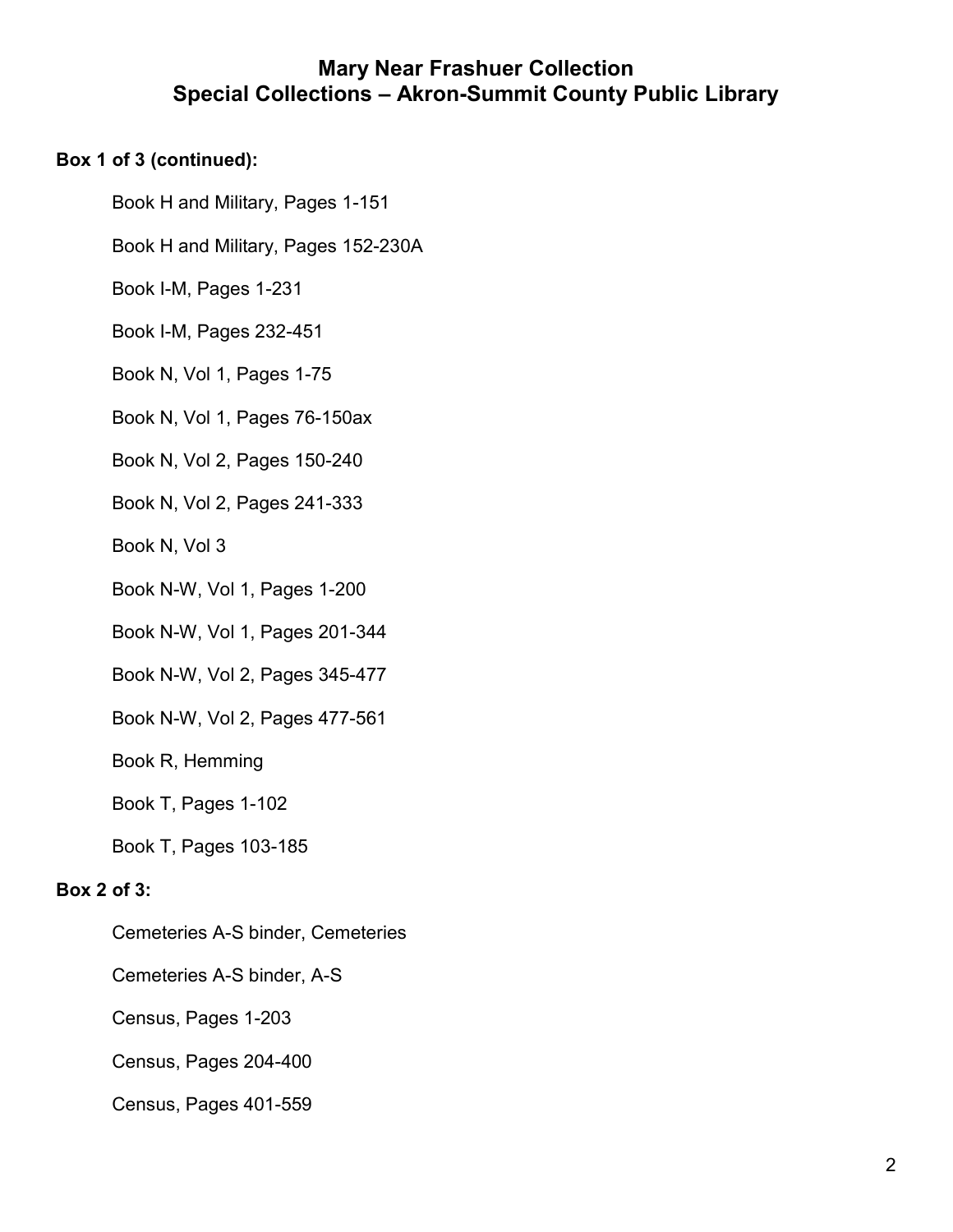# Mary Near Frashuer Collection
# Special Collections – Akron-Summit County Public Library

**Box 1 of 3 (continued):**

- Book H and Military, Pages 1-151
- Book H and Military, Pages 152-230A
- Book I-M, Pages 1-231
- Book I-M, Pages 232-451
- Book N, Vol 1, Pages 1-75
- Book N, Vol 1, Pages 76-150ax
- Book N, Vol 2, Pages 150-240
- Book N, Vol 2, Pages 241-333
- Book N, Vol 3
- Book N-W, Vol 1, Pages 1-200
- Book N-W, Vol 1, Pages 201-344
- Book N-W, Vol 2, Pages 345-477
- Book N-W, Vol 2, Pages 477-561
- Book R, Hemming
- Book T, Pages 1-102
- Book T, Pages 103-185

**Box 2 of 3:**

- Cemeteries A-S binder, Cemeteries
- Cemeteries A-S binder, A-S
- Census, Pages 1-203
- Census, Pages 204-400
- Census, Pages 401-559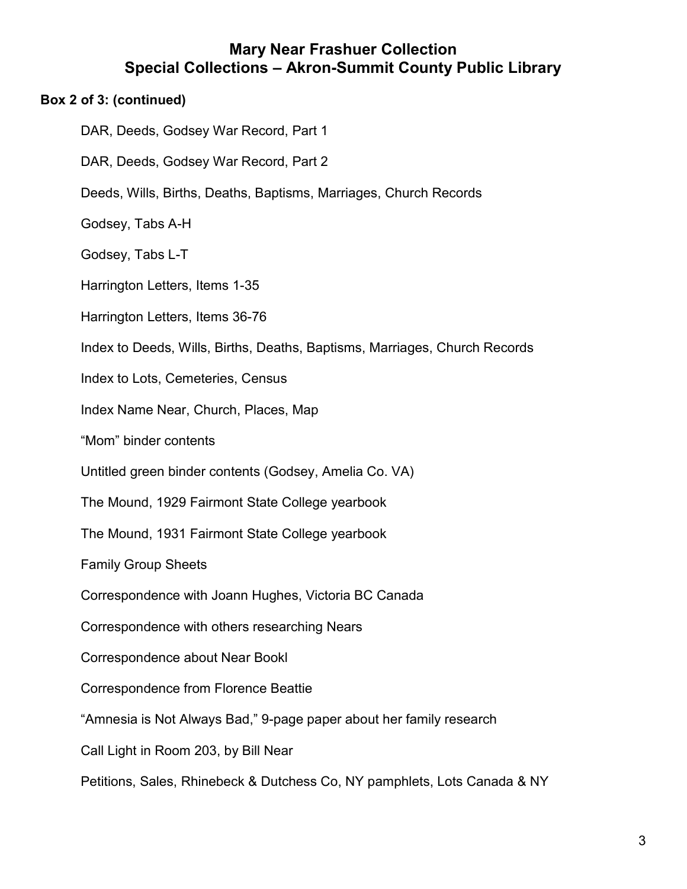# Mary Near Frashuer Collection
# Special Collections – Akron-Summit County Public Library

**Box 2 of 3: (continued)**

DAR, Deeds, Godsey War Record, Part 1

DAR, Deeds, Godsey War Record, Part 2

Deeds, Wills, Births, Deaths, Baptisms, Marriages, Church Records

Godsey, Tabs A-H

Godsey, Tabs L-T

Harrington Letters, Items 1-35

Harrington Letters, Items 36-76

Index to Deeds, Wills, Births, Deaths, Baptisms, Marriages, Church Records

Index to Lots, Cemeteries, Census

Index Name Near, Church, Places, Map

"Mom" binder contents

Untitled green binder contents (Godsey, Amelia Co. VA)

The Mound, 1929 Fairmont State College yearbook

The Mound, 1931 Fairmont State College yearbook

Family Group Sheets

Correspondence with Joann Hughes, Victoria BC Canada

Correspondence with others researching Nears

Correspondence about Near Bookl

Correspondence from Florence Beattie

"Amnesia is Not Always Bad," 9-page paper about her family research

Call Light in Room 203, by Bill Near

Petitions, Sales, Rhinebeck & Dutchess Co, NY pamphlets, Lots Canada & NY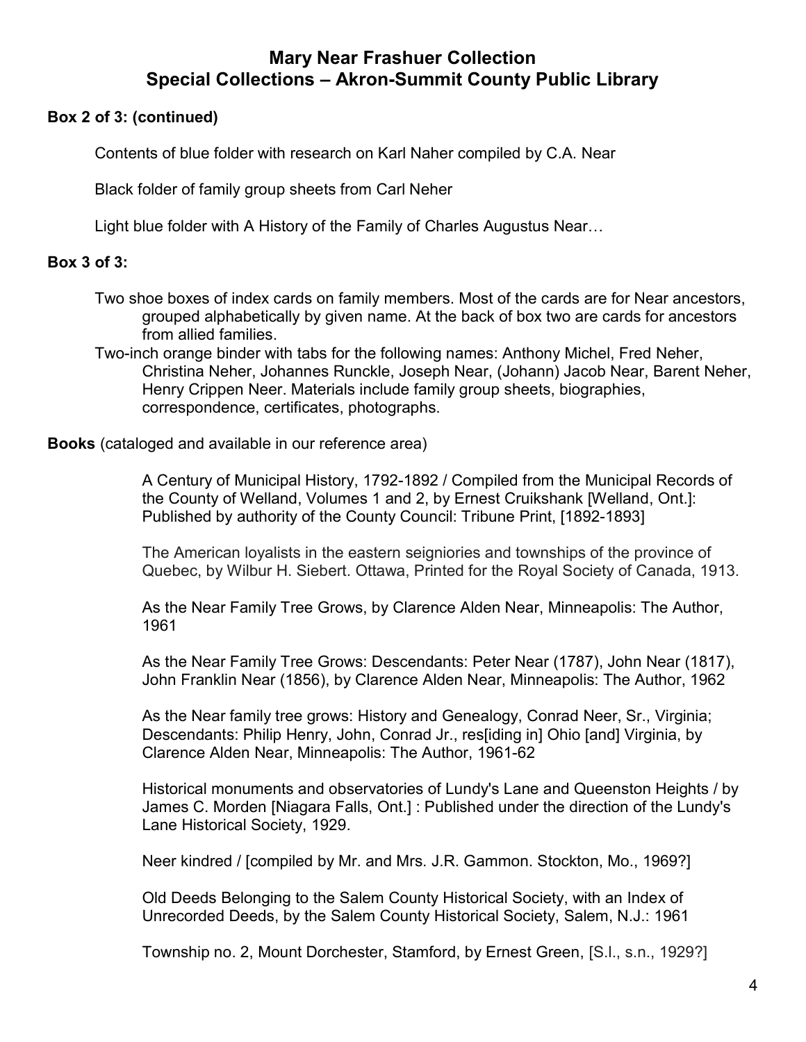## Mary Near Frashuer Collection
## Special Collections – Akron-Summit County Public Library

**Box 2 of 3: (continued)**

Contents of blue folder with research on Karl Naher compiled by C.A. Near

Black folder of family group sheets from Carl Neher

Light blue folder with A History of the Family of Charles Augustus Near…

**Box 3 of 3:**

Two shoe boxes of index cards on family members. Most of the cards are for Near ancestors, grouped alphabetically by given name. At the back of box two are cards for ancestors from allied families.

Two-inch orange binder with tabs for the following names: Anthony Michel, Fred Neher, Christina Neher, Johannes Runckle, Joseph Near, (Johann) Jacob Near, Barent Neher, Henry Crippen Neer. Materials include family group sheets, biographies, correspondence, certificates, photographs.

**Books** (cataloged and available in our reference area)

A Century of Municipal History, 1792-1892 / Compiled from the Municipal Records of the County of Welland, Volumes 1 and 2, by Ernest Cruikshank [Welland, Ont.]: Published by authority of the County Council: Tribune Print, [1892-1893]

The American loyalists in the eastern seigniories and townships of the province of Quebec, by Wilbur H. Siebert. Ottawa, Printed for the Royal Society of Canada, 1913.

As the Near Family Tree Grows, by Clarence Alden Near, Minneapolis: The Author, 1961

As the Near Family Tree Grows: Descendants: Peter Near (1787), John Near (1817), John Franklin Near (1856), by Clarence Alden Near, Minneapolis: The Author, 1962

As the Near family tree grows: History and Genealogy, Conrad Neer, Sr., Virginia; Descendants: Philip Henry, John, Conrad Jr., res[iding in] Ohio [and] Virginia, by Clarence Alden Near, Minneapolis: The Author, 1961-62

Historical monuments and observatories of Lundy's Lane and Queenston Heights / by James C. Morden [Niagara Falls, Ont.] : Published under the direction of the Lundy's Lane Historical Society, 1929.

Neer kindred / [compiled by Mr. and Mrs. J.R. Gammon. Stockton, Mo., 1969?]

Old Deeds Belonging to the Salem County Historical Society, with an Index of Unrecorded Deeds, by the Salem County Historical Society, Salem, N.J.: 1961

Township no. 2, Mount Dorchester, Stamford, by Ernest Green, [S.l., s.n., 1929?]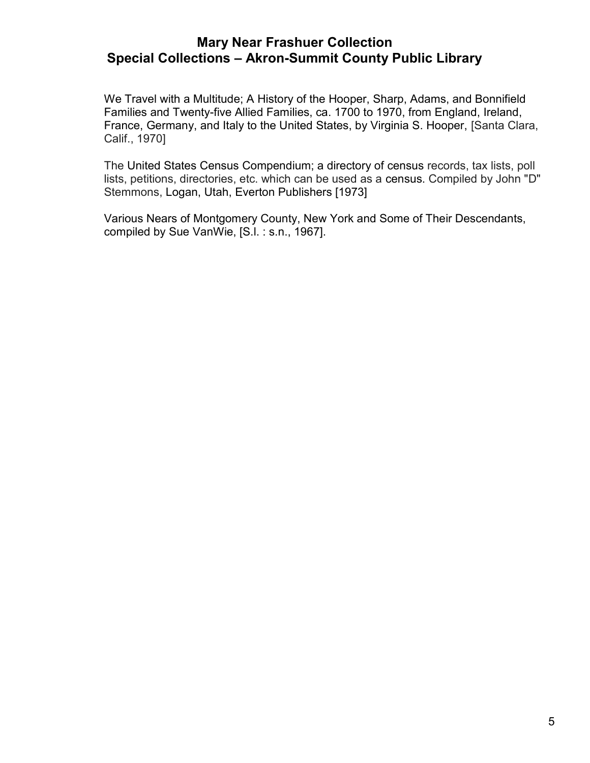# Mary Near Frashuer Collection
# Special Collections – Akron-Summit County Public Library

We Travel with a Multitude; A History of the Hooper, Sharp, Adams, and Bonnifield Families and Twenty-five Allied Families, ca. 1700 to 1970, from England, Ireland, France, Germany, and Italy to the United States, by Virginia S. Hooper, [Santa Clara, Calif., 1970]

The United States Census Compendium; a directory of census records, tax lists, poll lists, petitions, directories, etc. which can be used as a census. Compiled by John "D" Stemmons, Logan, Utah, Everton Publishers [1973]

Various Nears of Montgomery County, New York and Some of Their Descendants, compiled by Sue VanWie, [S.l. : s.n., 1967].